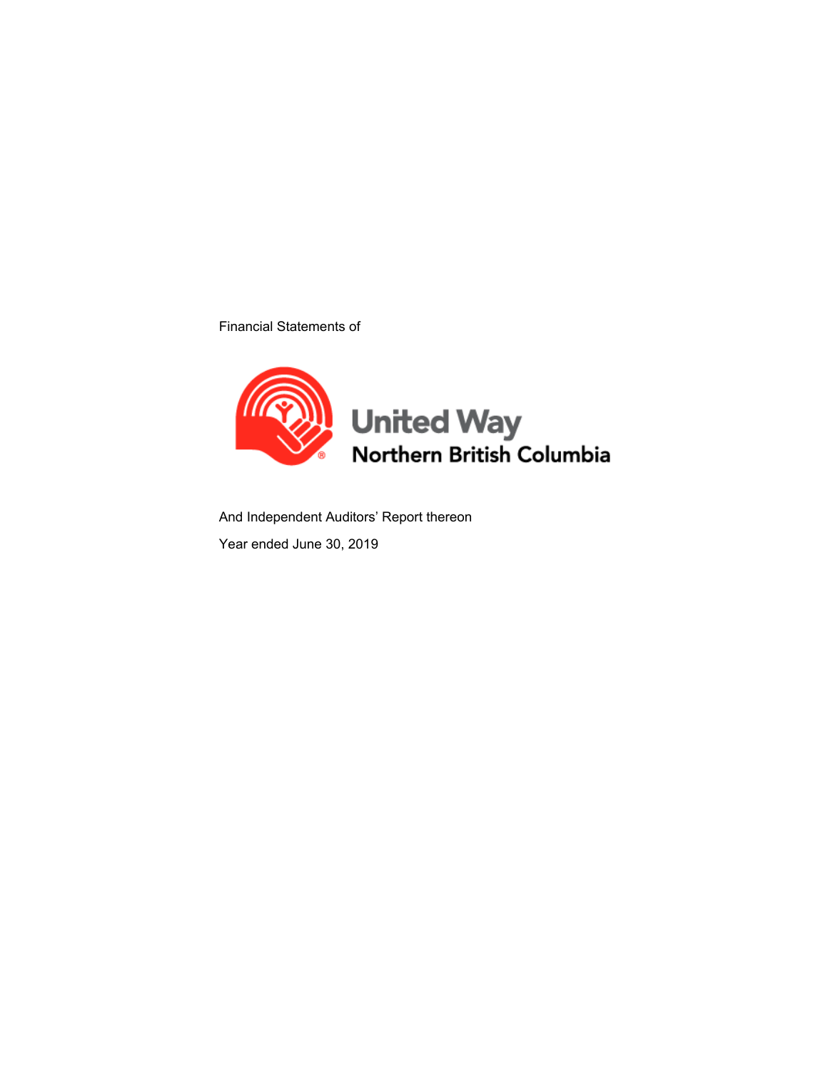Financial Statements of

# United Way
## Northern British Columbia

And Independent Auditors' Report thereon

Year ended June 30, 2019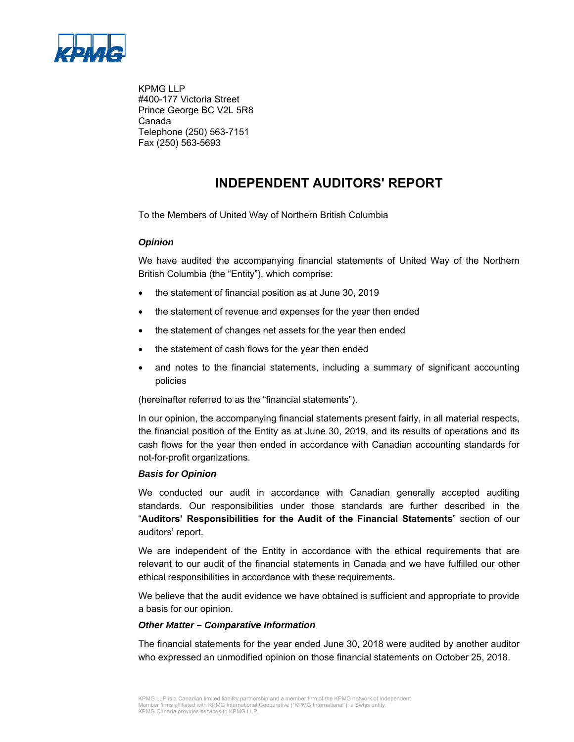KPMG LLP
#400-177 Victoria Street
Prince George BC V2L 5R8
Canada
Telephone (250) 563-7151
Fax (250) 563-5693

# INDEPENDENT AUDITORS' REPORT

To the Members of United Way of Northern British Columbia

### *Opinion*

We have audited the accompanying financial statements of United Way of the Northern British Columbia (the "Entity"), which comprise:

- the statement of financial position as at June 30, 2019
- the statement of revenue and expenses for the year then ended
- the statement of changes net assets for the year then ended
- the statement of cash flows for the year then ended
- and notes to the financial statements, including a summary of significant accounting policies

(hereinafter referred to as the "financial statements").

In our opinion, the accompanying financial statements present fairly, in all material respects, the financial position of the Entity as at June 30, 2019, and its results of operations and its cash flows for the year then ended in accordance with Canadian accounting standards for not-for-profit organizations.

### *Basis for Opinion*

We conducted our audit in accordance with Canadian generally accepted auditing standards. Our responsibilities under those standards are further described in the "**Auditors' Responsibilities for the Audit of the Financial Statements**" section of our auditors' report.

We are independent of the Entity in accordance with the ethical requirements that are relevant to our audit of the financial statements in Canada and we have fulfilled our other ethical responsibilities in accordance with these requirements.

We believe that the audit evidence we have obtained is sufficient and appropriate to provide a basis for our opinion.

### *Other Matter – Comparative Information*

The financial statements for the year ended June 30, 2018 were audited by another auditor who expressed an unmodified opinion on those financial statements on October 25, 2018.

KPMG LLP is a Canadian limited liability partnership and a member firm of the KPMG network of independent Member firms affiliated with KPMG International Cooperative ("KPMG International"), a Swiss entity. KPMG Canada provides services to KPMG LLP.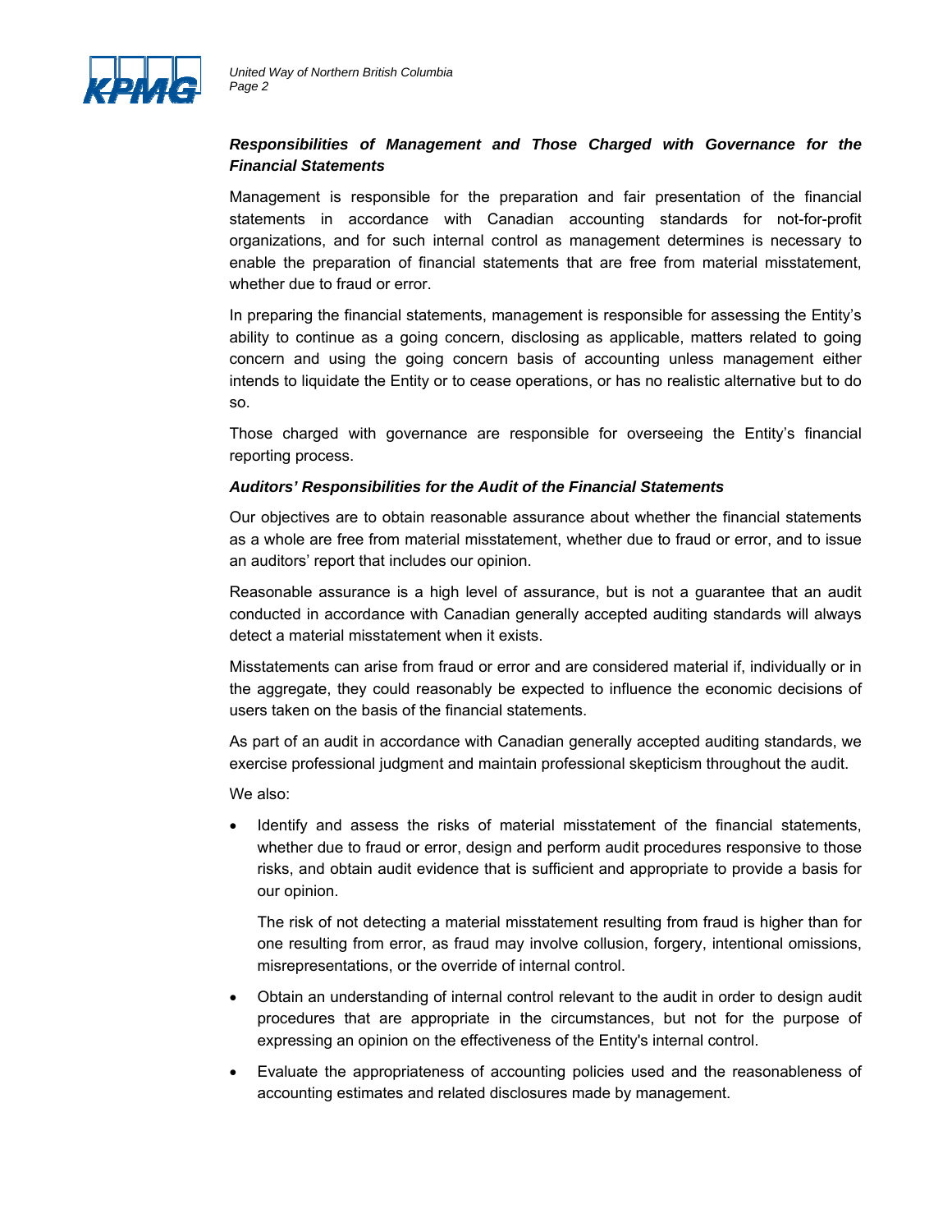### ***Responsibilities of Management and Those Charged with Governance for the Financial Statements***

Management is responsible for the preparation and fair presentation of the financial statements in accordance with Canadian accounting standards for not-for-profit organizations, and for such internal control as management determines is necessary to enable the preparation of financial statements that are free from material misstatement, whether due to fraud or error.

In preparing the financial statements, management is responsible for assessing the Entity's ability to continue as a going concern, disclosing as applicable, matters related to going concern and using the going concern basis of accounting unless management either intends to liquidate the Entity or to cease operations, or has no realistic alternative but to do so.

Those charged with governance are responsible for overseeing the Entity's financial reporting process.

### ***Auditors' Responsibilities for the Audit of the Financial Statements***

Our objectives are to obtain reasonable assurance about whether the financial statements as a whole are free from material misstatement, whether due to fraud or error, and to issue an auditors' report that includes our opinion.

Reasonable assurance is a high level of assurance, but is not a guarantee that an audit conducted in accordance with Canadian generally accepted auditing standards will always detect a material misstatement when it exists.

Misstatements can arise from fraud or error and are considered material if, individually or in the aggregate, they could reasonably be expected to influence the economic decisions of users taken on the basis of the financial statements.

As part of an audit in accordance with Canadian generally accepted auditing standards, we exercise professional judgment and maintain professional skepticism throughout the audit.

We also:

- Identify and assess the risks of material misstatement of the financial statements, whether due to fraud or error, design and perform audit procedures responsive to those risks, and obtain audit evidence that is sufficient and appropriate to provide a basis for our opinion.

  The risk of not detecting a material misstatement resulting from fraud is higher than for one resulting from error, as fraud may involve collusion, forgery, intentional omissions, misrepresentations, or the override of internal control.

- Obtain an understanding of internal control relevant to the audit in order to design audit procedures that are appropriate in the circumstances, but not for the purpose of expressing an opinion on the effectiveness of the Entity's internal control.

- Evaluate the appropriateness of accounting policies used and the reasonableness of accounting estimates and related disclosures made by management.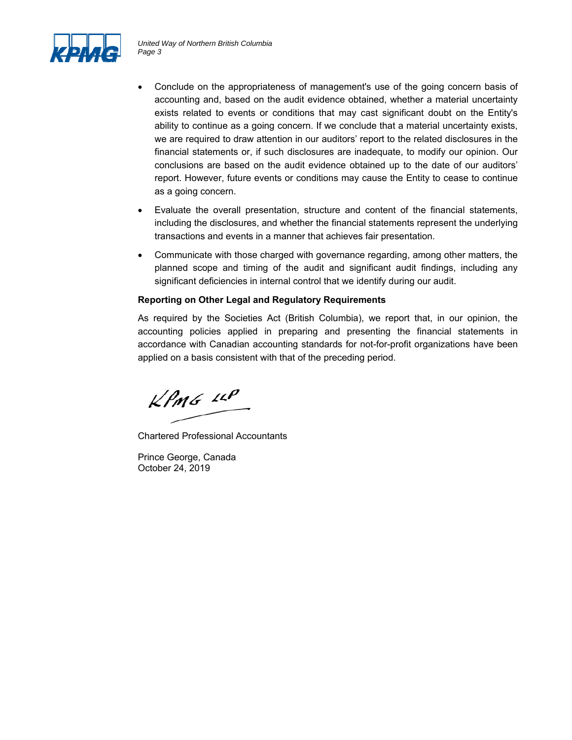- Conclude on the appropriateness of management's use of the going concern basis of accounting and, based on the audit evidence obtained, whether a material uncertainty exists related to events or conditions that may cast significant doubt on the Entity's ability to continue as a going concern. If we conclude that a material uncertainty exists, we are required to draw attention in our auditors' report to the related disclosures in the financial statements or, if such disclosures are inadequate, to modify our opinion. Our conclusions are based on the audit evidence obtained up to the date of our auditors' report. However, future events or conditions may cause the Entity to cease to continue as a going concern.
- Evaluate the overall presentation, structure and content of the financial statements, including the disclosures, and whether the financial statements represent the underlying transactions and events in a manner that achieves fair presentation.
- Communicate with those charged with governance regarding, among other matters, the planned scope and timing of the audit and significant audit findings, including any significant deficiencies in internal control that we identify during our audit.

**Reporting on Other Legal and Regulatory Requirements**

As required by the Societies Act (British Columbia), we report that, in our opinion, the accounting policies applied in preparing and presenting the financial statements in accordance with Canadian accounting standards for not-for-profit organizations have been applied on a basis consistent with that of the preceding period.

KPMG LLP

Chartered Professional Accountants

Prince George, Canada
October 24, 2019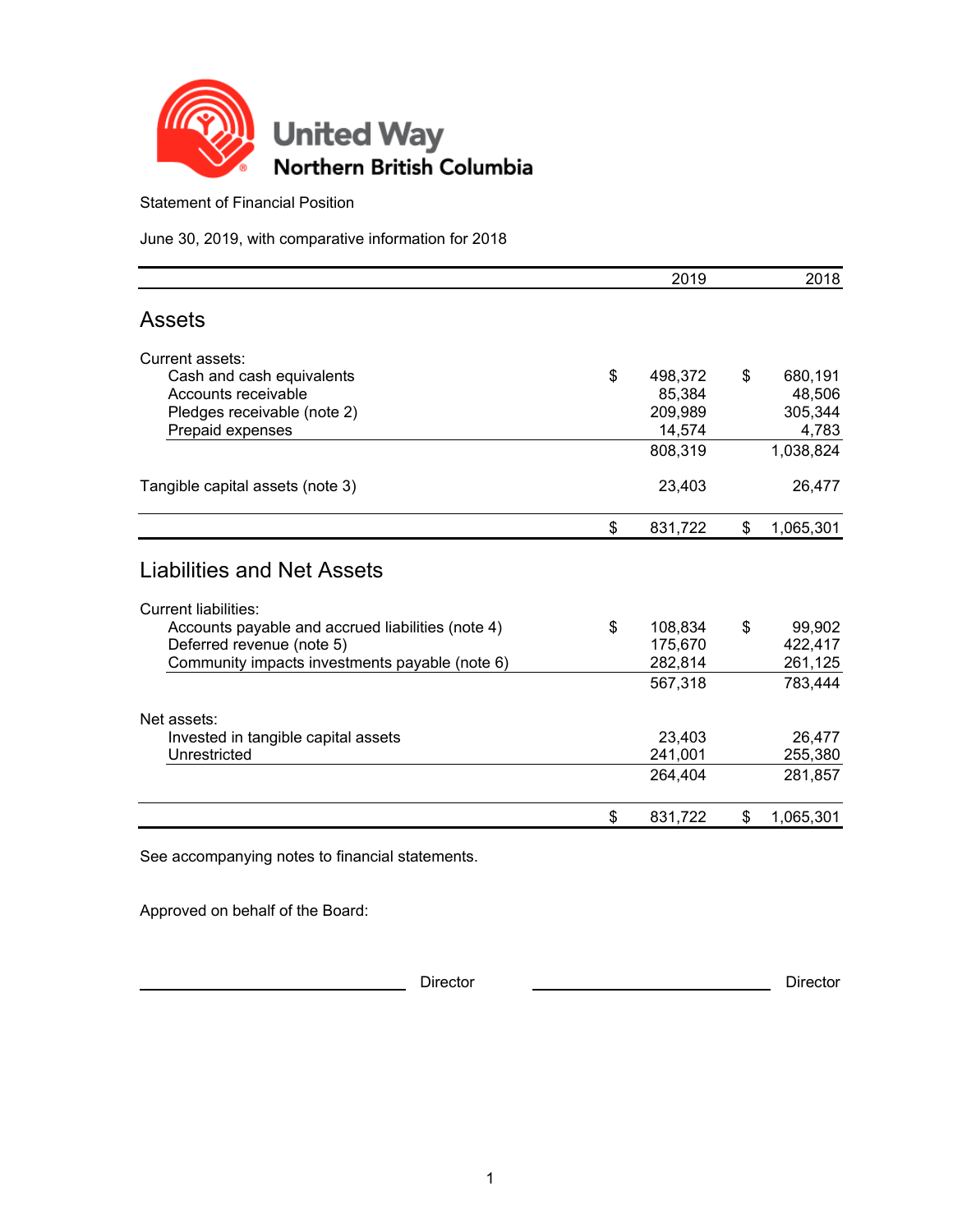# United Way Northern British Columbia

Statement of Financial Position

June 30, 2019, with comparative information for 2018

| | 2019 | 2018 |
|---|---|---|
| **Assets** | | |
| Current assets: | | |
| Cash and cash equivalents | $ 498,372 | $ 680,191 |
| Accounts receivable | 85,384 | 48,506 |
| Pledges receivable (note 2) | 209,989 | 305,344 |
| Prepaid expenses | 14,574 | 4,783 |
| | 808,319 | 1,038,824 |
| Tangible capital assets (note 3) | 23,403 | 26,477 |
| | $ 831,722 | $ 1,065,301 |
| **Liabilities and Net Assets** | | |
| Current liabilities: | | |
| Accounts payable and accrued liabilities (note 4) | $ 108,834 | $ 99,902 |
| Deferred revenue (note 5) | 175,670 | 422,417 |
| Community impacts investments payable (note 6) | 282,814 | 261,125 |
| | 567,318 | 783,444 |
| Net assets: | | |
| Invested in tangible capital assets | 23,403 | 26,477 |
| Unrestricted | 241,001 | 255,380 |
| | 264,404 | 281,857 |
| | $ 831,722 | $ 1,065,301 |

See accompanying notes to financial statements.

Approved on behalf of the Board:

\_\_\_\_\_\_\_\_\_\_\_\_\_\_\_\_\_\_\_\_\_\_\_\_ Director　　\_\_\_\_\_\_\_\_\_\_\_\_\_\_\_\_\_\_\_\_\_\_\_\_ Director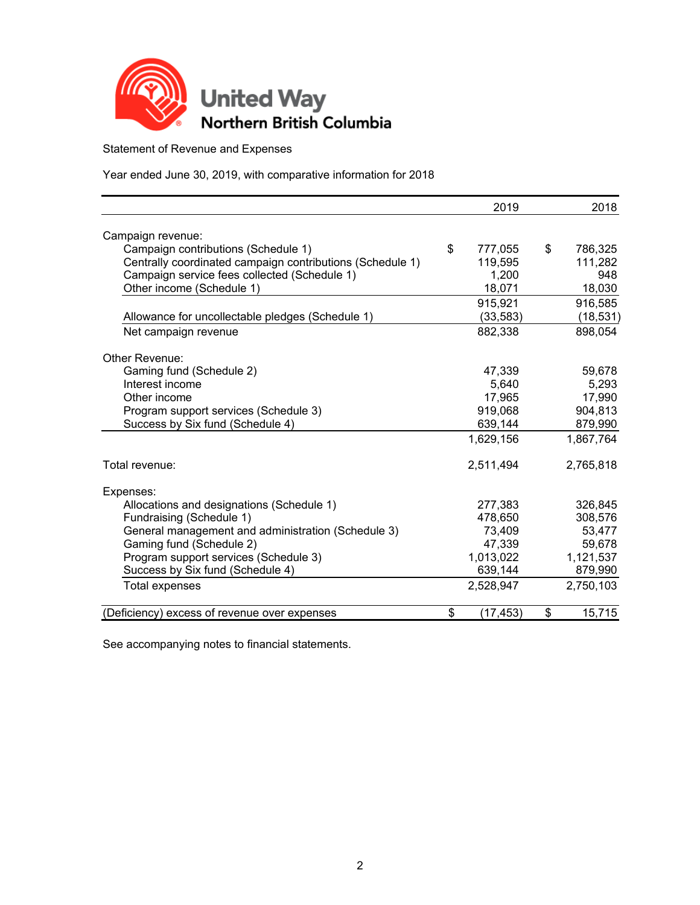**United Way Northern British Columbia**

Statement of Revenue and Expenses

Year ended June 30, 2019, with comparative information for 2018

| | 2019 | 2018 |
|---|---|---|
| Campaign revenue: | | |
| Campaign contributions (Schedule 1) | $ 777,055 | $ 786,325 |
| Centrally coordinated campaign contributions (Schedule 1) | 119,595 | 111,282 |
| Campaign service fees collected (Schedule 1) | 1,200 | 948 |
| Other income (Schedule 1) | 18,071 | 18,030 |
| | 915,921 | 916,585 |
| Allowance for uncollectable pledges (Schedule 1) | (33,583) | (18,531) |
| Net campaign revenue | 882,338 | 898,054 |
| Other Revenue: | | |
| Gaming fund (Schedule 2) | 47,339 | 59,678 |
| Interest income | 5,640 | 5,293 |
| Other income | 17,965 | 17,990 |
| Program support services (Schedule 3) | 919,068 | 904,813 |
| Success by Six fund (Schedule 4) | 639,144 | 879,990 |
| | 1,629,156 | 1,867,764 |
| Total revenue: | 2,511,494 | 2,765,818 |
| Expenses: | | |
| Allocations and designations (Schedule 1) | 277,383 | 326,845 |
| Fundraising (Schedule 1) | 478,650 | 308,576 |
| General management and administration (Schedule 3) | 73,409 | 53,477 |
| Gaming fund (Schedule 2) | 47,339 | 59,678 |
| Program support services (Schedule 3) | 1,013,022 | 1,121,537 |
| Success by Six fund (Schedule 4) | 639,144 | 879,990 |
| Total expenses | 2,528,947 | 2,750,103 |
| (Deficiency) excess of revenue over expenses | $ (17,453) | $ 15,715 |

See accompanying notes to financial statements.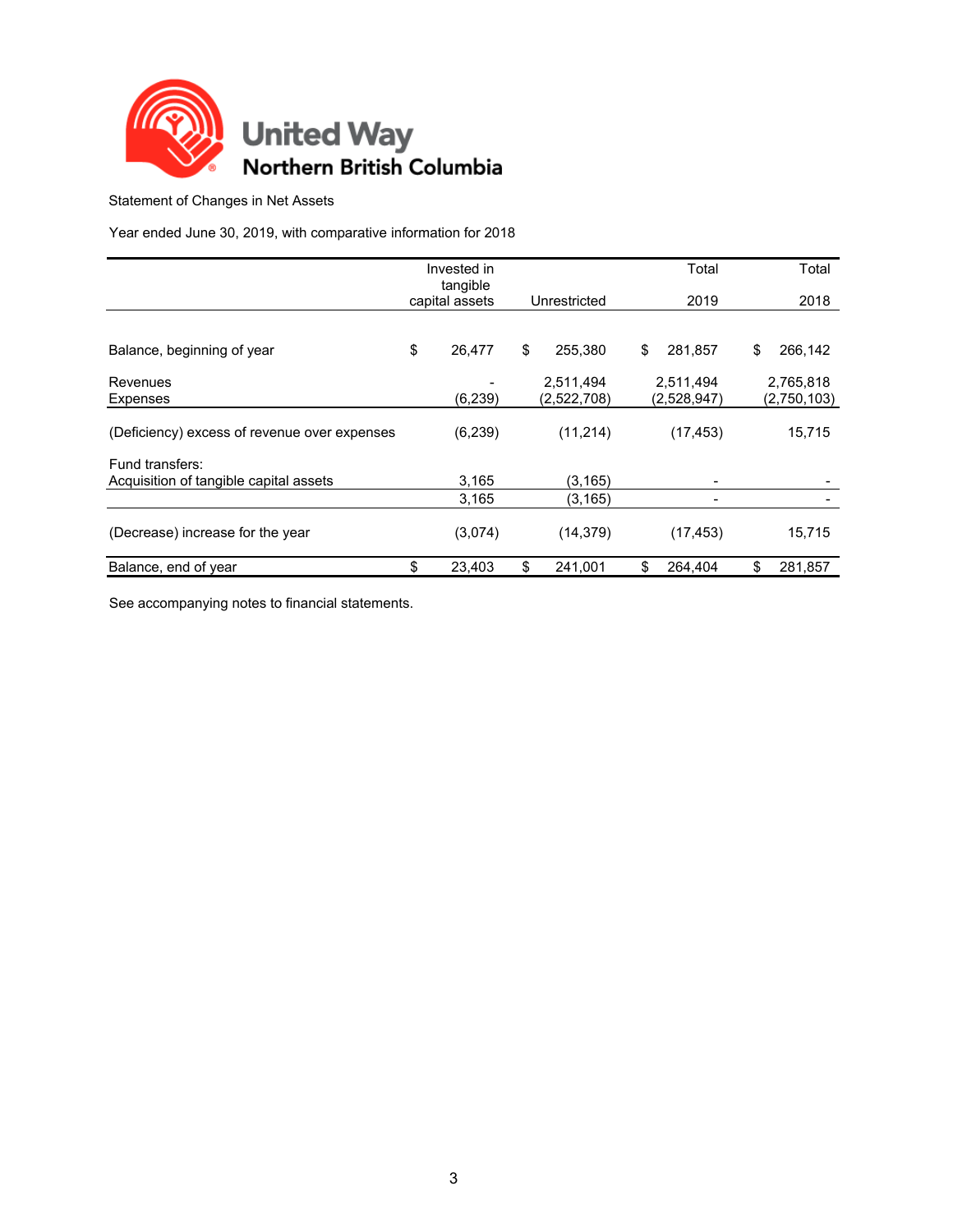# United Way Northern British Columbia

Statement of Changes in Net Assets

Year ended June 30, 2019, with comparative information for 2018

| | Invested in tangible capital assets | Unrestricted | Total 2019 | Total 2018 |
|---|---|---|---|---|
| Balance, beginning of year | $ 26,477 | $ 255,380 | $ 281,857 | $ 266,142 |
| Revenues | - | 2,511,494 | 2,511,494 | 2,765,818 |
| Expenses | (6,239) | (2,522,708) | (2,528,947) | (2,750,103) |
| (Deficiency) excess of revenue over expenses | (6,239) | (11,214) | (17,453) | 15,715 |
| Fund transfers: | | | | |
| Acquisition of tangible capital assets | 3,165 | (3,165) | - | - |
| | 3,165 | (3,165) | - | - |
| (Decrease) increase for the year | (3,074) | (14,379) | (17,453) | 15,715 |
| Balance, end of year | $ 23,403 | $ 241,001 | $ 264,404 | $ 281,857 |

See accompanying notes to financial statements.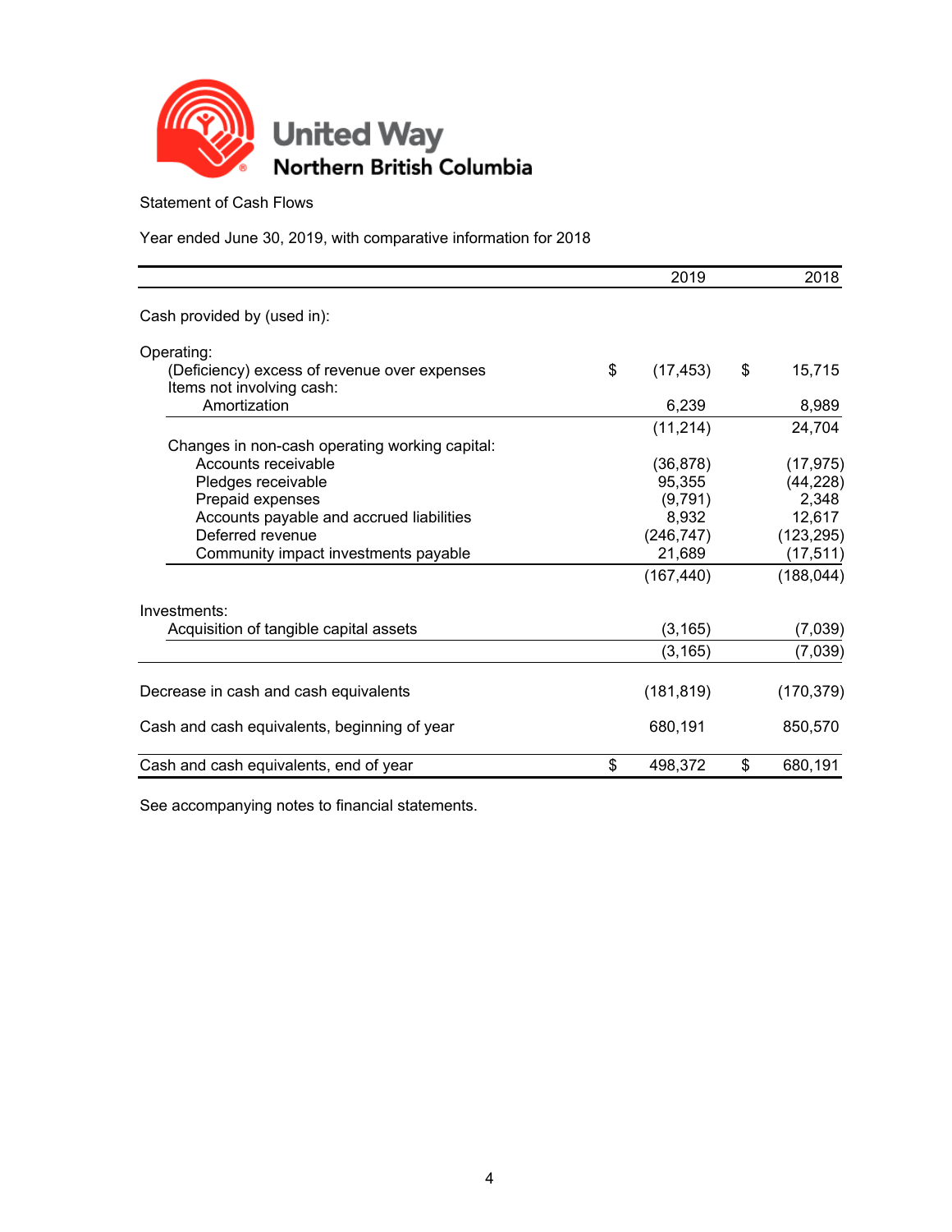United Way Northern British Columbia

Statement of Cash Flows

Year ended June 30, 2019, with comparative information for 2018

| | 2019 | 2018 |
|---|---|---|
| Cash provided by (used in): | | |
| Operating: | | |
| (Deficiency) excess of revenue over expenses | $ (17,453) | $ 15,715 |
| Items not involving cash: | | |
| Amortization | 6,239 | 8,989 |
| | (11,214) | 24,704 |
| Changes in non-cash operating working capital: | | |
| Accounts receivable | (36,878) | (17,975) |
| Pledges receivable | 95,355 | (44,228) |
| Prepaid expenses | (9,791) | 2,348 |
| Accounts payable and accrued liabilities | 8,932 | 12,617 |
| Deferred revenue | (246,747) | (123,295) |
| Community impact investments payable | 21,689 | (17,511) |
| | (167,440) | (188,044) |
| Investments: | | |
| Acquisition of tangible capital assets | (3,165) | (7,039) |
| | (3,165) | (7,039) |
| Decrease in cash and cash equivalents | (181,819) | (170,379) |
| Cash and cash equivalents, beginning of year | 680,191 | 850,570 |
| Cash and cash equivalents, end of year | $ 498,372 | $ 680,191 |

See accompanying notes to financial statements.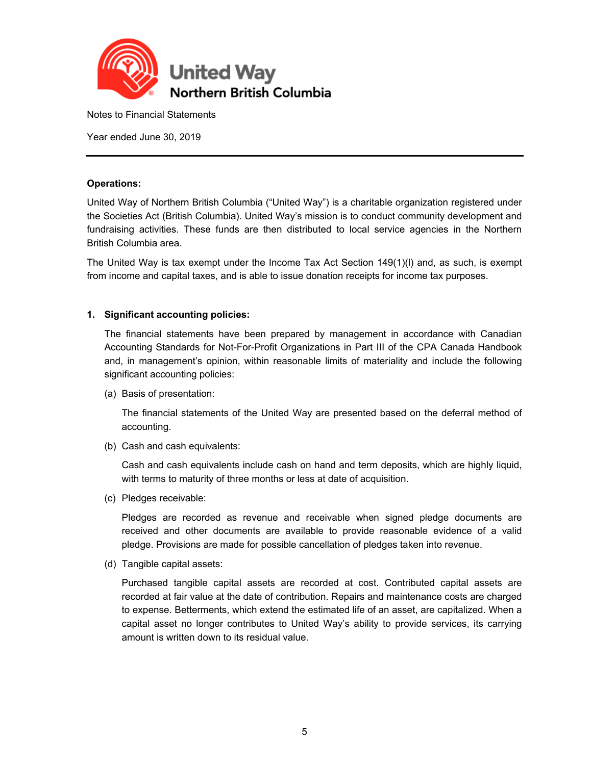United Way Northern British Columbia

Notes to Financial Statements

Year ended June 30, 2019

---

**Operations:**

United Way of Northern British Columbia ("United Way") is a charitable organization registered under the Societies Act (British Columbia). United Way's mission is to conduct community development and fundraising activities. These funds are then distributed to local service agencies in the Northern British Columbia area.

The United Way is tax exempt under the Income Tax Act Section 149(1)(l) and, as such, is exempt from income and capital taxes, and is able to issue donation receipts for income tax purposes.

**1. Significant accounting policies:**

The financial statements have been prepared by management in accordance with Canadian Accounting Standards for Not-For-Profit Organizations in Part III of the CPA Canada Handbook and, in management's opinion, within reasonable limits of materiality and include the following significant accounting policies:

(a) Basis of presentation:

The financial statements of the United Way are presented based on the deferral method of accounting.

(b) Cash and cash equivalents:

Cash and cash equivalents include cash on hand and term deposits, which are highly liquid, with terms to maturity of three months or less at date of acquisition.

(c) Pledges receivable:

Pledges are recorded as revenue and receivable when signed pledge documents are received and other documents are available to provide reasonable evidence of a valid pledge. Provisions are made for possible cancellation of pledges taken into revenue.

(d) Tangible capital assets:

Purchased tangible capital assets are recorded at cost. Contributed capital assets are recorded at fair value at the date of contribution. Repairs and maintenance costs are charged to expense. Betterments, which extend the estimated life of an asset, are capitalized. When a capital asset no longer contributes to United Way's ability to provide services, its carrying amount is written down to its residual value.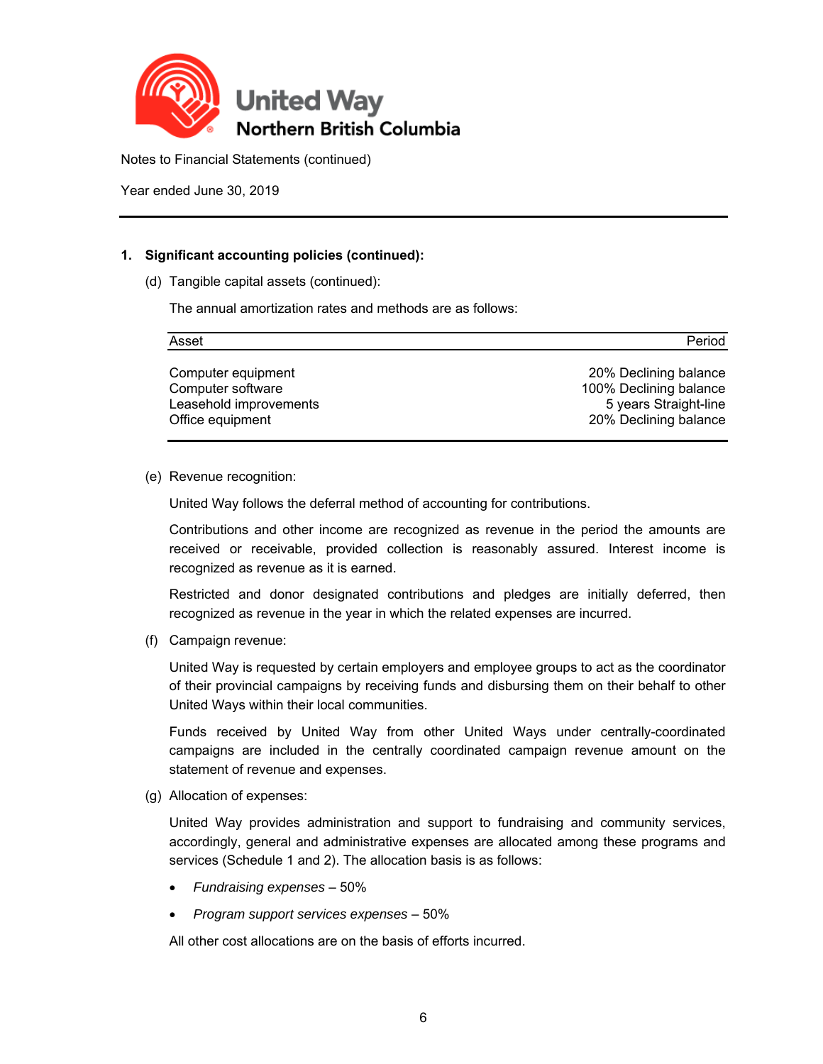Notes to Financial Statements (continued)

Year ended June 30, 2019

**1. Significant accounting policies (continued):**

(d) Tangible capital assets (continued):

The annual amortization rates and methods are as follows:

| Asset | Period |
|---|---|
| Computer equipment | 20% Declining balance |
| Computer software | 100% Declining balance |
| Leasehold improvements | 5 years Straight-line |
| Office equipment | 20% Declining balance |

(e) Revenue recognition:

United Way follows the deferral method of accounting for contributions.

Contributions and other income are recognized as revenue in the period the amounts are received or receivable, provided collection is reasonably assured. Interest income is recognized as revenue as it is earned.

Restricted and donor designated contributions and pledges are initially deferred, then recognized as revenue in the year in which the related expenses are incurred.

(f) Campaign revenue:

United Way is requested by certain employers and employee groups to act as the coordinator of their provincial campaigns by receiving funds and disbursing them on their behalf to other United Ways within their local communities.

Funds received by United Way from other United Ways under centrally-coordinated campaigns are included in the centrally coordinated campaign revenue amount on the statement of revenue and expenses.

(g) Allocation of expenses:

United Way provides administration and support to fundraising and community services, accordingly, general and administrative expenses are allocated among these programs and services (Schedule 1 and 2). The allocation basis is as follows:

- *Fundraising expenses* – 50%
- *Program support services expenses* – 50%

All other cost allocations are on the basis of efforts incurred.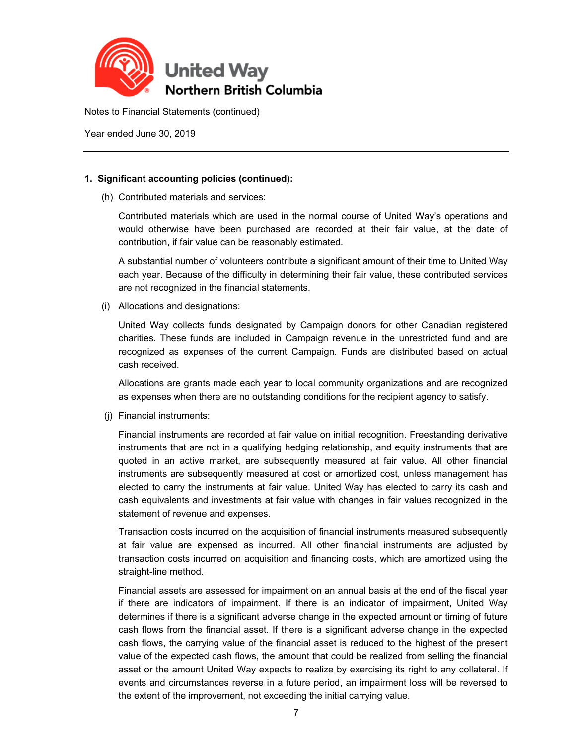Notes to Financial Statements (continued)

Year ended June 30, 2019

### 1. Significant accounting policies (continued):

(h) Contributed materials and services:

Contributed materials which are used in the normal course of United Way's operations and would otherwise have been purchased are recorded at their fair value, at the date of contribution, if fair value can be reasonably estimated.

A substantial number of volunteers contribute a significant amount of their time to United Way each year. Because of the difficulty in determining their fair value, these contributed services are not recognized in the financial statements.

(i) Allocations and designations:

United Way collects funds designated by Campaign donors for other Canadian registered charities. These funds are included in Campaign revenue in the unrestricted fund and are recognized as expenses of the current Campaign. Funds are distributed based on actual cash received.

Allocations are grants made each year to local community organizations and are recognized as expenses when there are no outstanding conditions for the recipient agency to satisfy.

(j) Financial instruments:

Financial instruments are recorded at fair value on initial recognition. Freestanding derivative instruments that are not in a qualifying hedging relationship, and equity instruments that are quoted in an active market, are subsequently measured at fair value. All other financial instruments are subsequently measured at cost or amortized cost, unless management has elected to carry the instruments at fair value. United Way has elected to carry its cash and cash equivalents and investments at fair value with changes in fair values recognized in the statement of revenue and expenses.

Transaction costs incurred on the acquisition of financial instruments measured subsequently at fair value are expensed as incurred. All other financial instruments are adjusted by transaction costs incurred on acquisition and financing costs, which are amortized using the straight-line method.

Financial assets are assessed for impairment on an annual basis at the end of the fiscal year if there are indicators of impairment. If there is an indicator of impairment, United Way determines if there is a significant adverse change in the expected amount or timing of future cash flows from the financial asset. If there is a significant adverse change in the expected cash flows, the carrying value of the financial asset is reduced to the highest of the present value of the expected cash flows, the amount that could be realized from selling the financial asset or the amount United Way expects to realize by exercising its right to any collateral. If events and circumstances reverse in a future period, an impairment loss will be reversed to the extent of the improvement, not exceeding the initial carrying value.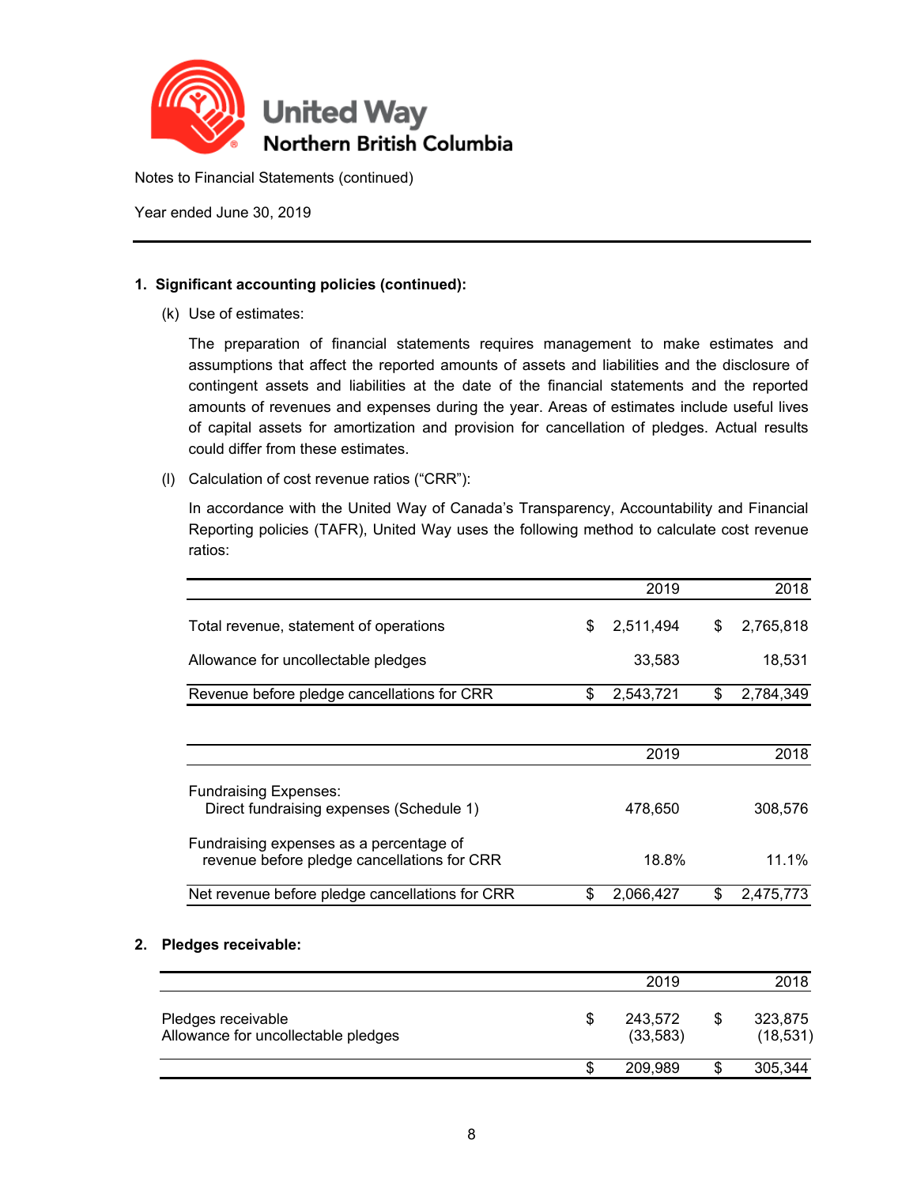Notes to Financial Statements (continued)

Year ended June 30, 2019

**1. Significant accounting policies (continued):**

(k) Use of estimates:

The preparation of financial statements requires management to make estimates and assumptions that affect the reported amounts of assets and liabilities and the disclosure of contingent assets and liabilities at the date of the financial statements and the reported amounts of revenues and expenses during the year. Areas of estimates include useful lives of capital assets for amortization and provision for cancellation of pledges. Actual results could differ from these estimates.

(l) Calculation of cost revenue ratios ("CRR"):

In accordance with the United Way of Canada's Transparency, Accountability and Financial Reporting policies (TAFR), United Way uses the following method to calculate cost revenue ratios:

| | 2019 | 2018 |
|---|---|---|
| Total revenue, statement of operations | $ 2,511,494 | $ 2,765,818 |
| Allowance for uncollectable pledges | 33,583 | 18,531 |
| Revenue before pledge cancellations for CRR | $ 2,543,721 | $ 2,784,349 |

| | 2019 | 2018 |
|---|---|---|
| Fundraising Expenses:<br>Direct fundraising expenses (Schedule 1) | 478,650 | 308,576 |
| Fundraising expenses as a percentage of revenue before pledge cancellations for CRR | 18.8% | 11.1% |
| Net revenue before pledge cancellations for CRR | $ 2,066,427 | $ 2,475,773 |

**2. Pledges receivable:**

| | 2019 | 2018 |
|---|---|---|
| Pledges receivable | $ 243,572 | $ 323,875 |
| Allowance for uncollectable pledges | (33,583) | (18,531) |
| | $ 209,989 | $ 305,344 |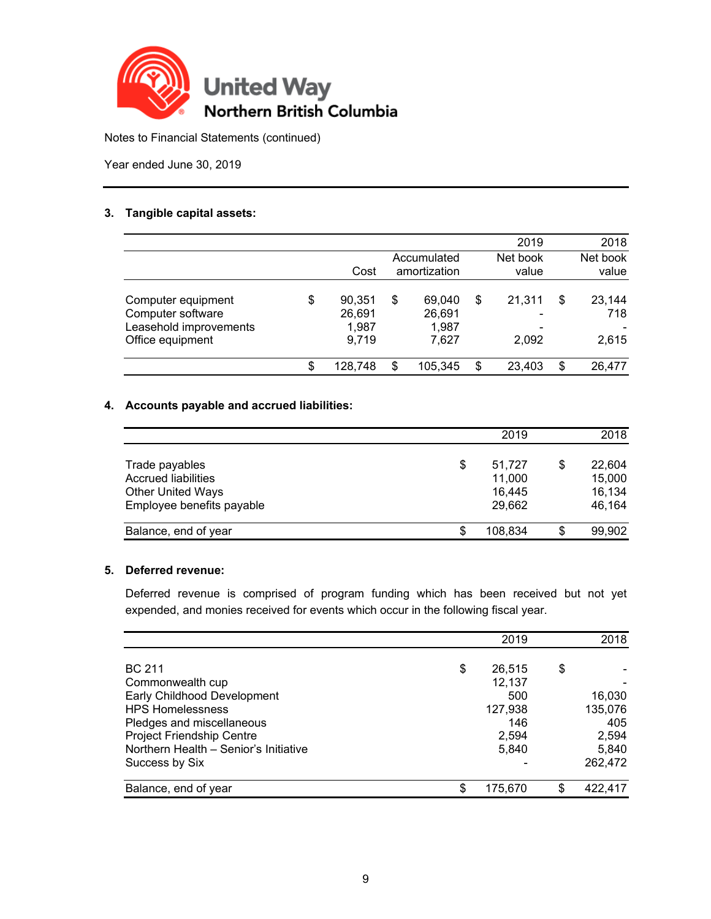United Way Northern British Columbia

Notes to Financial Statements (continued)

Year ended June 30, 2019

### 3. Tangible capital assets:

| | Cost | Accumulated amortization | 2019 Net book value | 2018 Net book value |
|---|---|---|---|---|
| Computer equipment | $ 90,351 | $ 69,040 | $ 21,311 | $ 23,144 |
| Computer software | 26,691 | 26,691 | - | 718 |
| Leasehold improvements | 1,987 | 1,987 | - | - |
| Office equipment | 9,719 | 7,627 | 2,092 | 2,615 |
| | $ 128,748 | $ 105,345 | $ 23,403 | $ 26,477 |

### 4. Accounts payable and accrued liabilities:

| | 2019 | 2018 |
|---|---|---|
| Trade payables | $ 51,727 | $ 22,604 |
| Accrued liabilities | 11,000 | 15,000 |
| Other United Ways | 16,445 | 16,134 |
| Employee benefits payable | 29,662 | 46,164 |
| Balance, end of year | $ 108,834 | $ 99,902 |

### 5. Deferred revenue:

Deferred revenue is comprised of program funding which has been received but not yet expended, and monies received for events which occur in the following fiscal year.

| | 2019 | 2018 |
|---|---|---|
| BC 211 | $ 26,515 | $ - |
| Commonwealth cup | 12,137 | - |
| Early Childhood Development | 500 | 16,030 |
| HPS Homelessness | 127,938 | 135,076 |
| Pledges and miscellaneous | 146 | 405 |
| Project Friendship Centre | 2,594 | 2,594 |
| Northern Health – Senior's Initiative | 5,840 | 5,840 |
| Success by Six | - | 262,472 |
| Balance, end of year | $ 175,670 | $ 422,417 |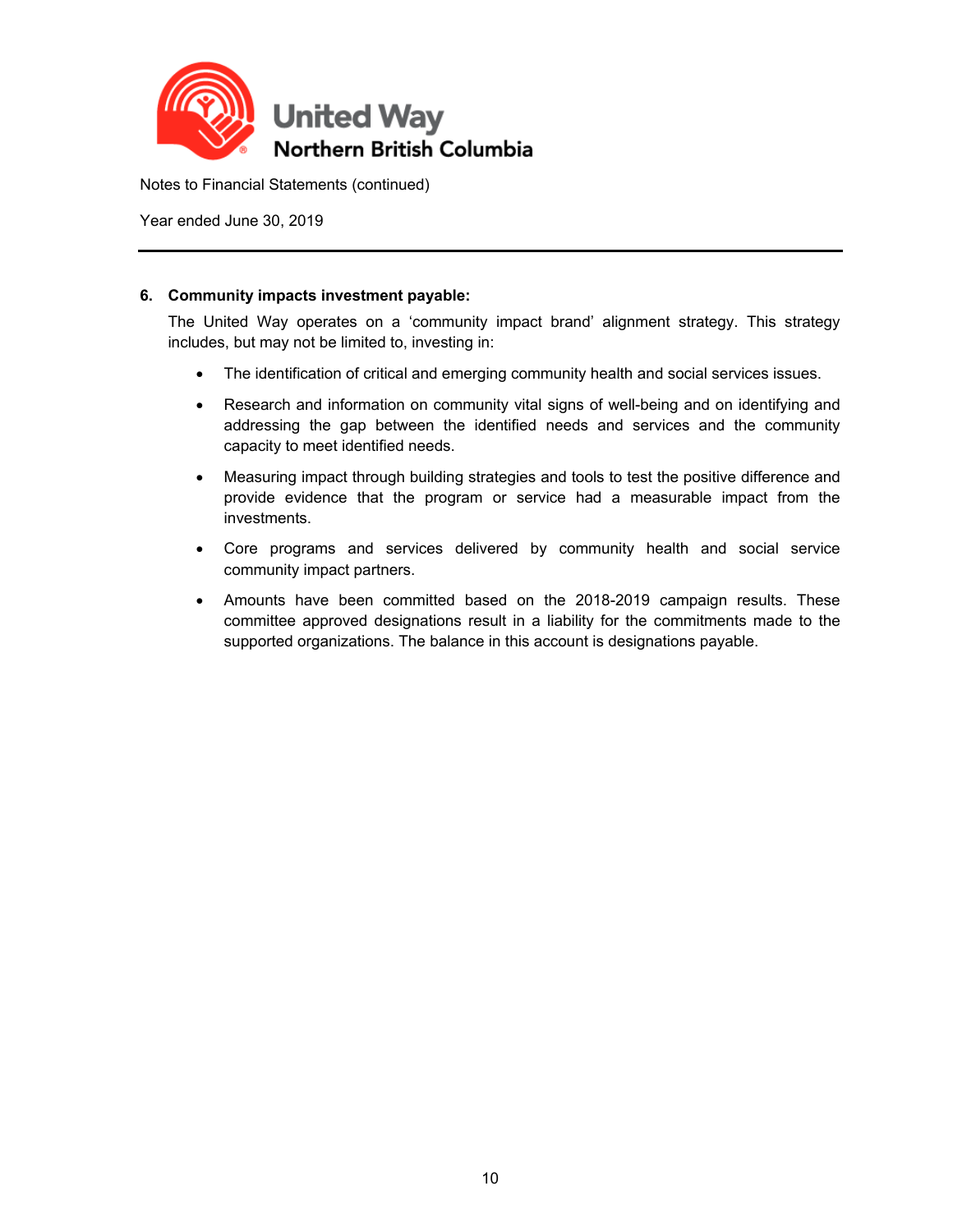United Way Northern British Columbia

Notes to Financial Statements (continued)

Year ended June 30, 2019

### 6. Community impacts investment payable:

The United Way operates on a 'community impact brand' alignment strategy. This strategy includes, but may not be limited to, investing in:

- The identification of critical and emerging community health and social services issues.
- Research and information on community vital signs of well-being and on identifying and addressing the gap between the identified needs and services and the community capacity to meet identified needs.
- Measuring impact through building strategies and tools to test the positive difference and provide evidence that the program or service had a measurable impact from the investments.
- Core programs and services delivered by community health and social service community impact partners.
- Amounts have been committed based on the 2018-2019 campaign results. These committee approved designations result in a liability for the commitments made to the supported organizations. The balance in this account is designations payable.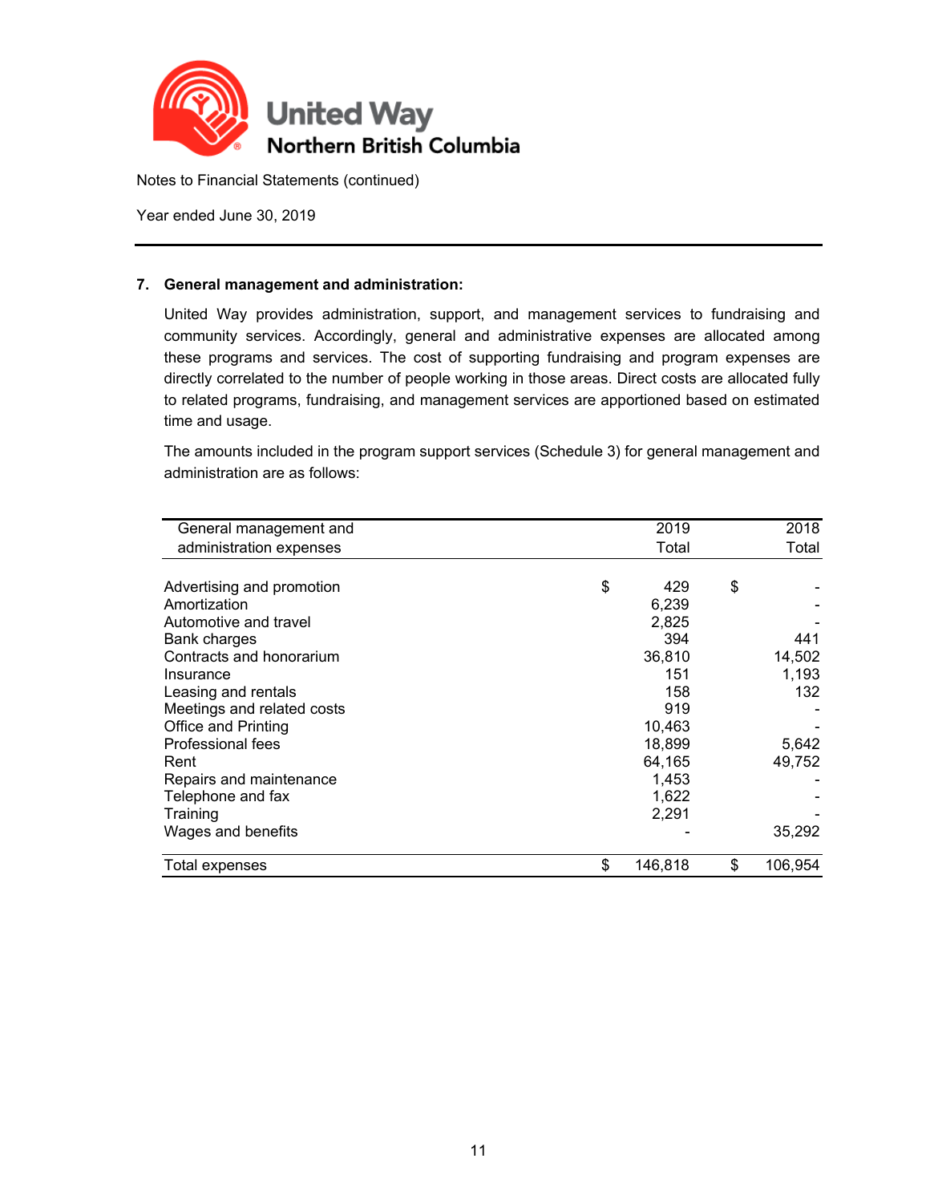Notes to Financial Statements (continued)

Year ended June 30, 2019

## 7. General management and administration:

United Way provides administration, support, and management services to fundraising and community services. Accordingly, general and administrative expenses are allocated among these programs and services. The cost of supporting fundraising and program expenses are directly correlated to the number of people working in those areas. Direct costs are allocated fully to related programs, fundraising, and management services are apportioned based on estimated time and usage.

The amounts included in the program support services (Schedule 3) for general management and administration are as follows:

| General management and administration expenses | 2019 Total | 2018 Total |
|---|---|---|
| Advertising and promotion | $ 429 | $ - |
| Amortization | 6,239 | - |
| Automotive and travel | 2,825 | - |
| Bank charges | 394 | 441 |
| Contracts and honorarium | 36,810 | 14,502 |
| Insurance | 151 | 1,193 |
| Leasing and rentals | 158 | 132 |
| Meetings and related costs | 919 | - |
| Office and Printing | 10,463 | - |
| Professional fees | 18,899 | 5,642 |
| Rent | 64,165 | 49,752 |
| Repairs and maintenance | 1,453 | - |
| Telephone and fax | 1,622 | - |
| Training | 2,291 | - |
| Wages and benefits | - | 35,292 |
| Total expenses | $ 146,818 | $ 106,954 |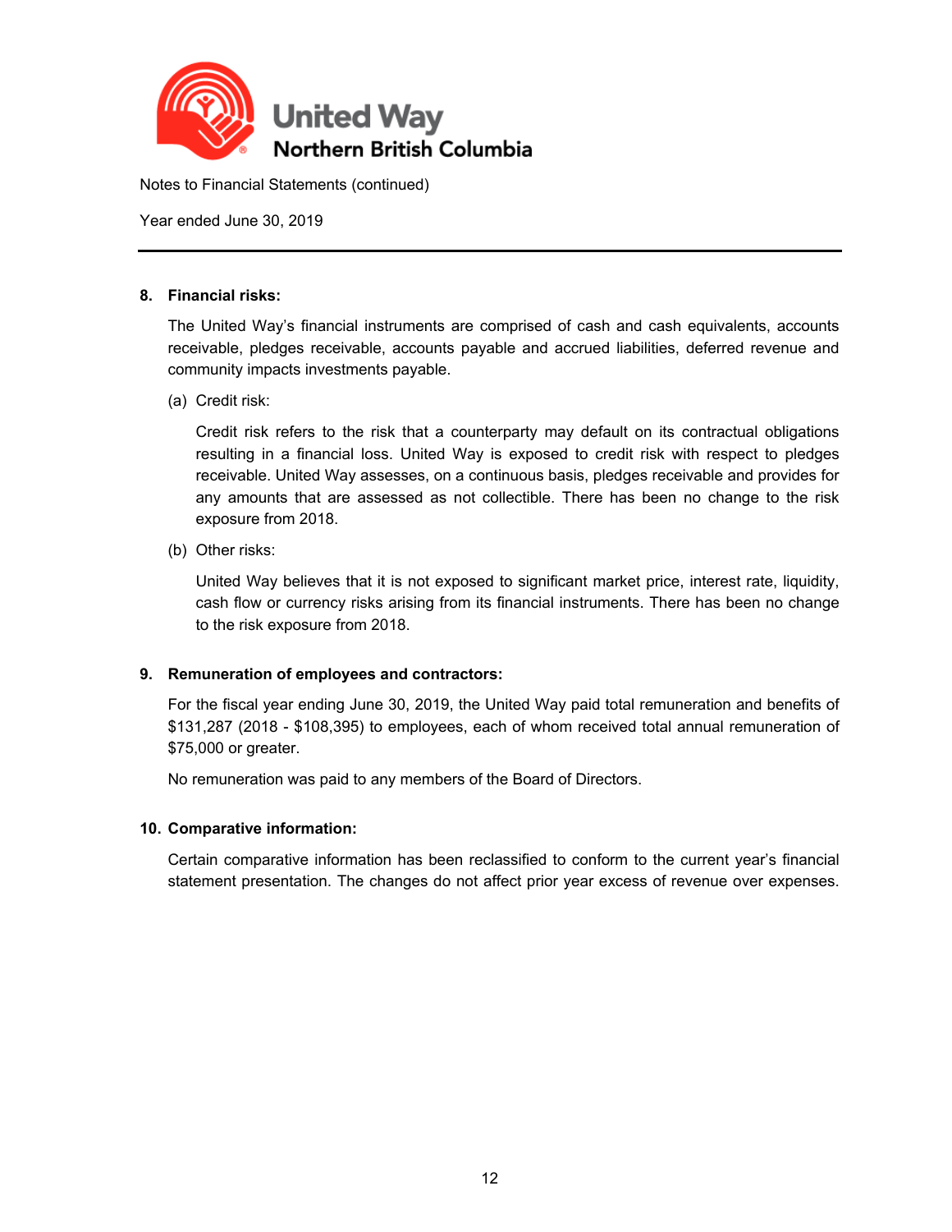United Way Northern British Columbia

Notes to Financial Statements (continued)

Year ended June 30, 2019

---

**8. Financial risks:**

The United Way's financial instruments are comprised of cash and cash equivalents, accounts receivable, pledges receivable, accounts payable and accrued liabilities, deferred revenue and community impacts investments payable.

(a) Credit risk:

Credit risk refers to the risk that a counterparty may default on its contractual obligations resulting in a financial loss. United Way is exposed to credit risk with respect to pledges receivable. United Way assesses, on a continuous basis, pledges receivable and provides for any amounts that are assessed as not collectible. There has been no change to the risk exposure from 2018.

(b) Other risks:

United Way believes that it is not exposed to significant market price, interest rate, liquidity, cash flow or currency risks arising from its financial instruments. There has been no change to the risk exposure from 2018.

**9. Remuneration of employees and contractors:**

For the fiscal year ending June 30, 2019, the United Way paid total remuneration and benefits of $131,287 (2018 - $108,395) to employees, each of whom received total annual remuneration of $75,000 or greater.

No remuneration was paid to any members of the Board of Directors.

**10. Comparative information:**

Certain comparative information has been reclassified to conform to the current year's financial statement presentation. The changes do not affect prior year excess of revenue over expenses.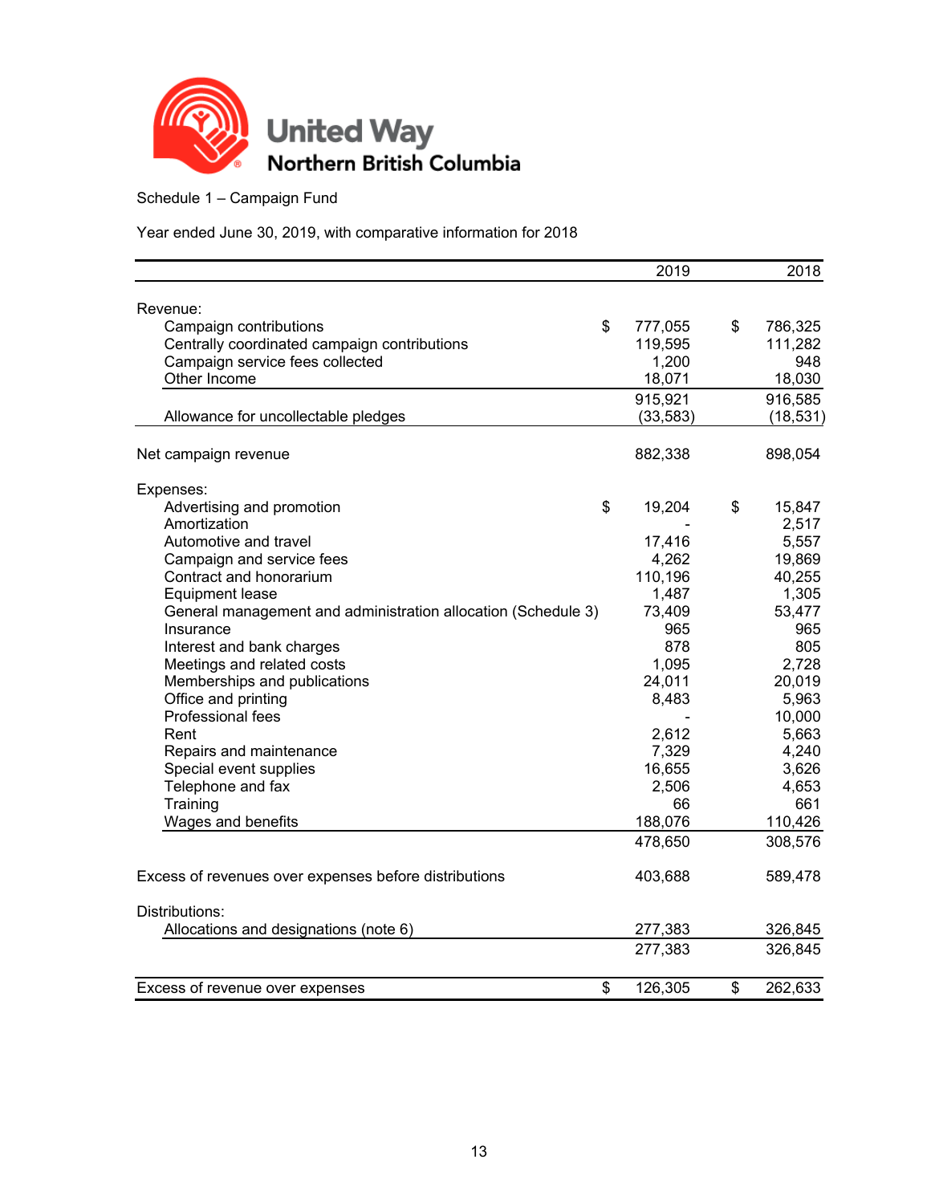**United Way Northern British Columbia**

Schedule 1 – Campaign Fund

Year ended June 30, 2019, with comparative information for 2018

| | 2019 | 2018 |
|---|---|---|
| Revenue: | | |
| Campaign contributions | $ 777,055 | $ 786,325 |
| Centrally coordinated campaign contributions | 119,595 | 111,282 |
| Campaign service fees collected | 1,200 | 948 |
| Other Income | 18,071 | 18,030 |
| | 915,921 | 916,585 |
| Allowance for uncollectable pledges | (33,583) | (18,531) |
| Net campaign revenue | 882,338 | 898,054 |
| Expenses: | | |
| Advertising and promotion | $ 19,204 | $ 15,847 |
| Amortization | - | 2,517 |
| Automotive and travel | 17,416 | 5,557 |
| Campaign and service fees | 4,262 | 19,869 |
| Contract and honorarium | 110,196 | 40,255 |
| Equipment lease | 1,487 | 1,305 |
| General management and administration allocation (Schedule 3) | 73,409 | 53,477 |
| Insurance | 965 | 965 |
| Interest and bank charges | 878 | 805 |
| Meetings and related costs | 1,095 | 2,728 |
| Memberships and publications | 24,011 | 20,019 |
| Office and printing | 8,483 | 5,963 |
| Professional fees | - | 10,000 |
| Rent | 2,612 | 5,663 |
| Repairs and maintenance | 7,329 | 4,240 |
| Special event supplies | 16,655 | 3,626 |
| Telephone and fax | 2,506 | 4,653 |
| Training | 66 | 661 |
| Wages and benefits | 188,076 | 110,426 |
| | 478,650 | 308,576 |
| Excess of revenues over expenses before distributions | 403,688 | 589,478 |
| Distributions: | | |
| Allocations and designations (note 6) | 277,383 | 326,845 |
| | 277,383 | 326,845 |
| Excess of revenue over expenses | $ 126,305 | $ 262,633 |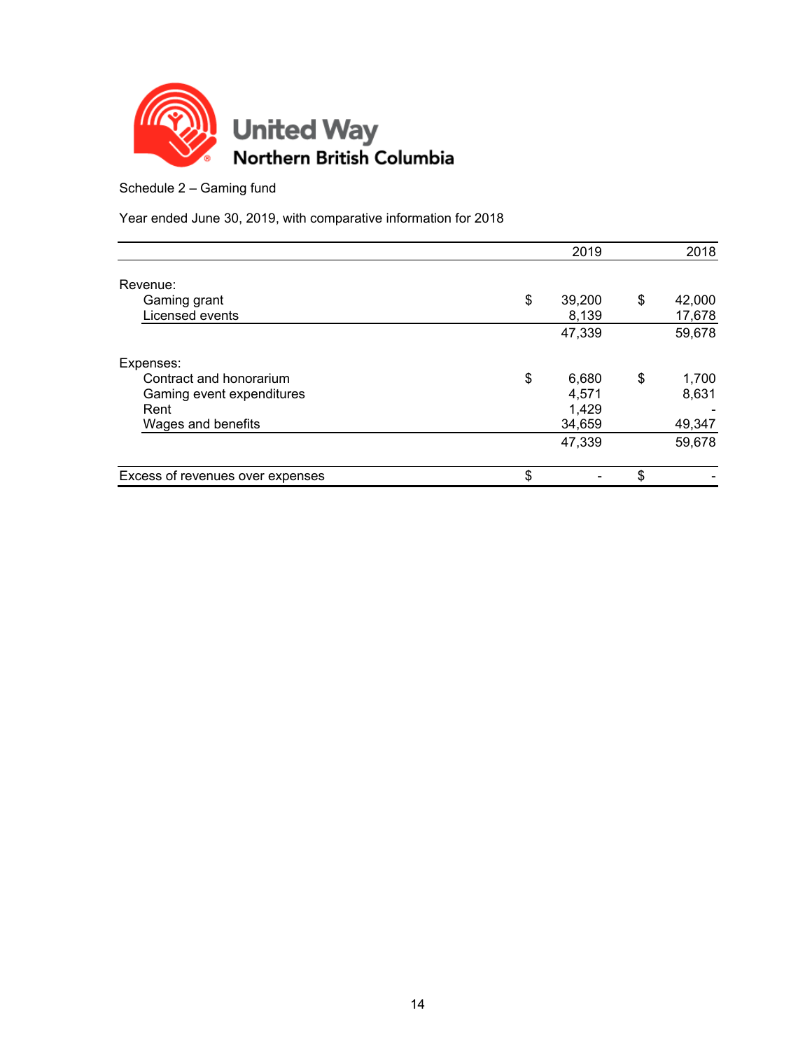United Way Northern British Columbia

Schedule 2 – Gaming fund

Year ended June 30, 2019, with comparative information for 2018

| | 2019 | 2018 |
|---|---|---|
| Revenue: | | |
| Gaming grant | $ 39,200 | $ 42,000 |
| Licensed events | 8,139 | 17,678 |
| | 47,339 | 59,678 |
| Expenses: | | |
| Contract and honorarium | $ 6,680 | $ 1,700 |
| Gaming event expenditures | 4,571 | 8,631 |
| Rent | 1,429 | - |
| Wages and benefits | 34,659 | 49,347 |
| | 47,339 | 59,678 |
| Excess of revenues over expenses | $ - | $ - |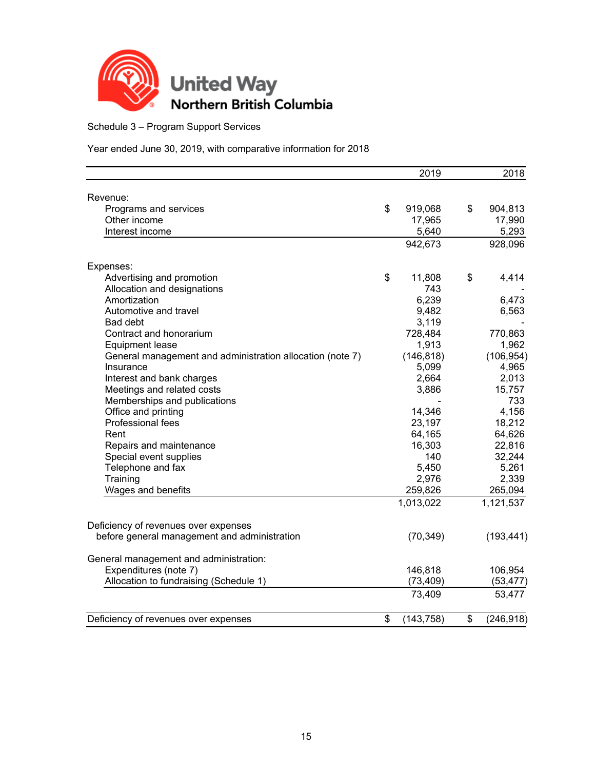United Way
Northern British Columbia

Schedule 3 – Program Support Services

Year ended June 30, 2019, with comparative information for 2018

| | 2019 | 2018 |
|---|---|---|
| Revenue: | | |
| Programs and services | $ 919,068 | $ 904,813 |
| Other income | 17,965 | 17,990 |
| Interest income | 5,640 | 5,293 |
| | 942,673 | 928,096 |
| Expenses: | | |
| Advertising and promotion | $ 11,808 | $ 4,414 |
| Allocation and designations | 743 | - |
| Amortization | 6,239 | 6,473 |
| Automotive and travel | 9,482 | 6,563 |
| Bad debt | 3,119 | - |
| Contract and honorarium | 728,484 | 770,863 |
| Equipment lease | 1,913 | 1,962 |
| General management and administration allocation (note 7) | (146,818) | (106,954) |
| Insurance | 5,099 | 4,965 |
| Interest and bank charges | 2,664 | 2,013 |
| Meetings and related costs | 3,886 | 15,757 |
| Memberships and publications | - | 733 |
| Office and printing | 14,346 | 4,156 |
| Professional fees | 23,197 | 18,212 |
| Rent | 64,165 | 64,626 |
| Repairs and maintenance | 16,303 | 22,816 |
| Special event supplies | 140 | 32,244 |
| Telephone and fax | 5,450 | 5,261 |
| Training | 2,976 | 2,339 |
| Wages and benefits | 259,826 | 265,094 |
| | 1,013,022 | 1,121,537 |
| Deficiency of revenues over expenses before general management and administration | (70,349) | (193,441) |
| General management and administration: | | |
| Expenditures (note 7) | 146,818 | 106,954 |
| Allocation to fundraising (Schedule 1) | (73,409) | (53,477) |
| | 73,409 | 53,477 |
| Deficiency of revenues over expenses | $ (143,758) | $ (246,918) |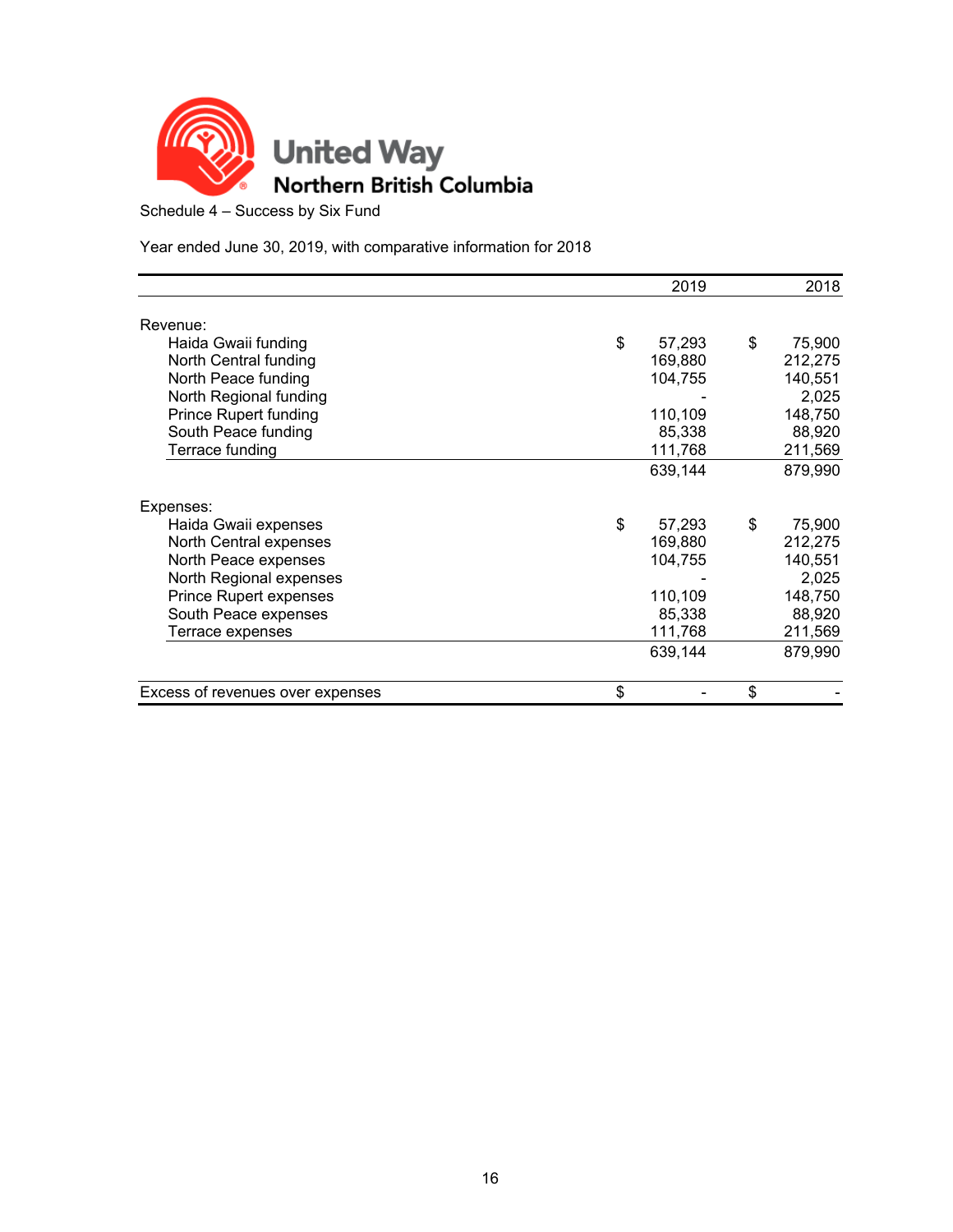United Way
Northern British Columbia

Schedule 4 – Success by Six Fund

Year ended June 30, 2019, with comparative information for 2018

| | 2019 | 2018 |
|---|---|---|
| Revenue: | | |
| Haida Gwaii funding | $ 57,293 | $ 75,900 |
| North Central funding | 169,880 | 212,275 |
| North Peace funding | 104,755 | 140,551 |
| North Regional funding | - | 2,025 |
| Prince Rupert funding | 110,109 | 148,750 |
| South Peace funding | 85,338 | 88,920 |
| Terrace funding | 111,768 | 211,569 |
| | 639,144 | 879,990 |
| Expenses: | | |
| Haida Gwaii expenses | $ 57,293 | $ 75,900 |
| North Central expenses | 169,880 | 212,275 |
| North Peace expenses | 104,755 | 140,551 |
| North Regional expenses | - | 2,025 |
| Prince Rupert expenses | 110,109 | 148,750 |
| South Peace expenses | 85,338 | 88,920 |
| Terrace expenses | 111,768 | 211,569 |
| | 639,144 | 879,990 |
| Excess of revenues over expenses | $ - | $ - |